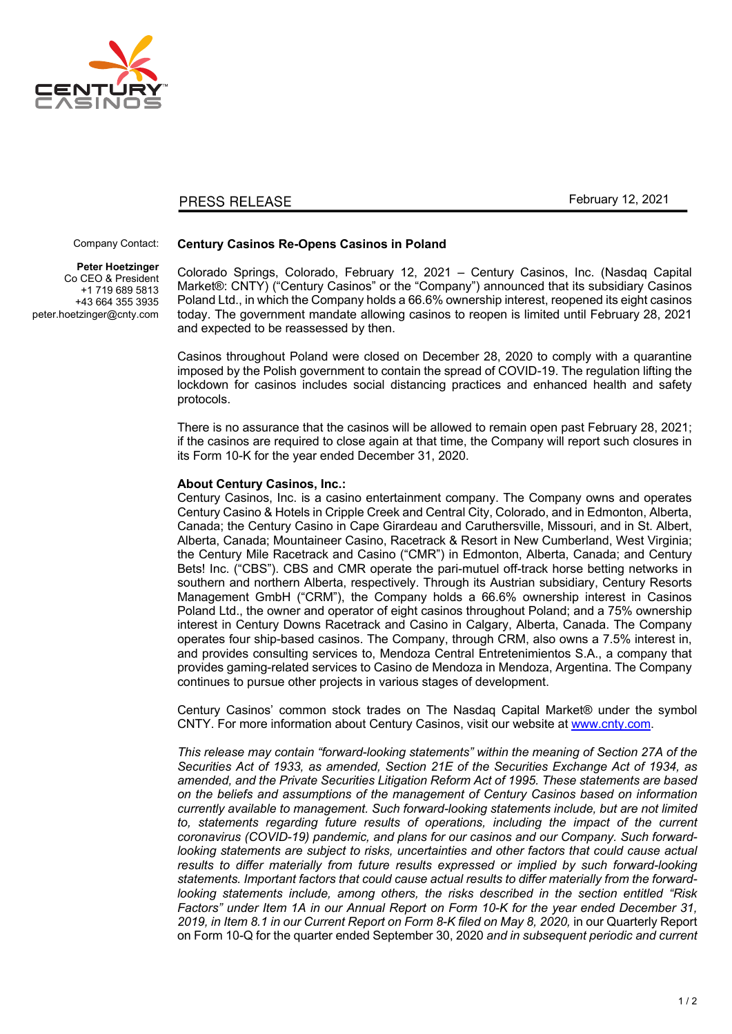PRESS RELEASE

February 12, 2021

Company Contact:

**Peter Hoetzinger**
Co CEO & President
+1 719 689 5813
+43 664 355 3935
peter.hoetzinger@cnty.com

## Century Casinos Re-Opens Casinos in Poland

Colorado Springs, Colorado, February 12, 2021 – Century Casinos, Inc. (Nasdaq Capital Market®: CNTY) ("Century Casinos" or the "Company") announced that its subsidiary Casinos Poland Ltd., in which the Company holds a 66.6% ownership interest, reopened its eight casinos today. The government mandate allowing casinos to reopen is limited until February 28, 2021 and expected to be reassessed by then.

Casinos throughout Poland were closed on December 28, 2020 to comply with a quarantine imposed by the Polish government to contain the spread of COVID-19. The regulation lifting the lockdown for casinos includes social distancing practices and enhanced health and safety protocols.

There is no assurance that the casinos will be allowed to remain open past February 28, 2021; if the casinos are required to close again at that time, the Company will report such closures in its Form 10-K for the year ended December 31, 2020.

**About Century Casinos, Inc.:**
Century Casinos, Inc. is a casino entertainment company. The Company owns and operates Century Casino & Hotels in Cripple Creek and Central City, Colorado, and in Edmonton, Alberta, Canada; the Century Casino in Cape Girardeau and Caruthersville, Missouri, and in St. Albert, Alberta, Canada; Mountaineer Casino, Racetrack & Resort in New Cumberland, West Virginia; the Century Mile Racetrack and Casino ("CMR") in Edmonton, Alberta, Canada; and Century Bets! Inc. ("CBS"). CBS and CMR operate the pari-mutuel off-track horse betting networks in southern and northern Alberta, respectively. Through its Austrian subsidiary, Century Resorts Management GmbH ("CRM"), the Company holds a 66.6% ownership interest in Casinos Poland Ltd., the owner and operator of eight casinos throughout Poland; and a 75% ownership interest in Century Downs Racetrack and Casino in Calgary, Alberta, Canada. The Company operates four ship-based casinos. The Company, through CRM, also owns a 7.5% interest in, and provides consulting services to, Mendoza Central Entretenimientos S.A., a company that provides gaming-related services to Casino de Mendoza in Mendoza, Argentina. The Company continues to pursue other projects in various stages of development.

Century Casinos' common stock trades on The Nasdaq Capital Market® under the symbol CNTY. For more information about Century Casinos, visit our website at [www.cnty.com](http://www.cnty.com).

*This release may contain "forward-looking statements" within the meaning of Section 27A of the Securities Act of 1933, as amended, Section 21E of the Securities Exchange Act of 1934, as amended, and the Private Securities Litigation Reform Act of 1995. These statements are based on the beliefs and assumptions of the management of Century Casinos based on information currently available to management. Such forward-looking statements include, but are not limited to, statements regarding future results of operations, including the impact of the current coronavirus (COVID-19) pandemic, and plans for our casinos and our Company. Such forward-looking statements are subject to risks, uncertainties and other factors that could cause actual results to differ materially from future results expressed or implied by such forward-looking statements. Important factors that could cause actual results to differ materially from the forward-looking statements include, among others, the risks described in the section entitled "Risk Factors" under Item 1A in our Annual Report on Form 10-K for the year ended December 31, 2019, in Item 8.1 in our Current Report on Form 8-K filed on May 8, 2020,* in our Quarterly Report on Form 10-Q for the quarter ended September 30, 2020 *and in subsequent periodic and current*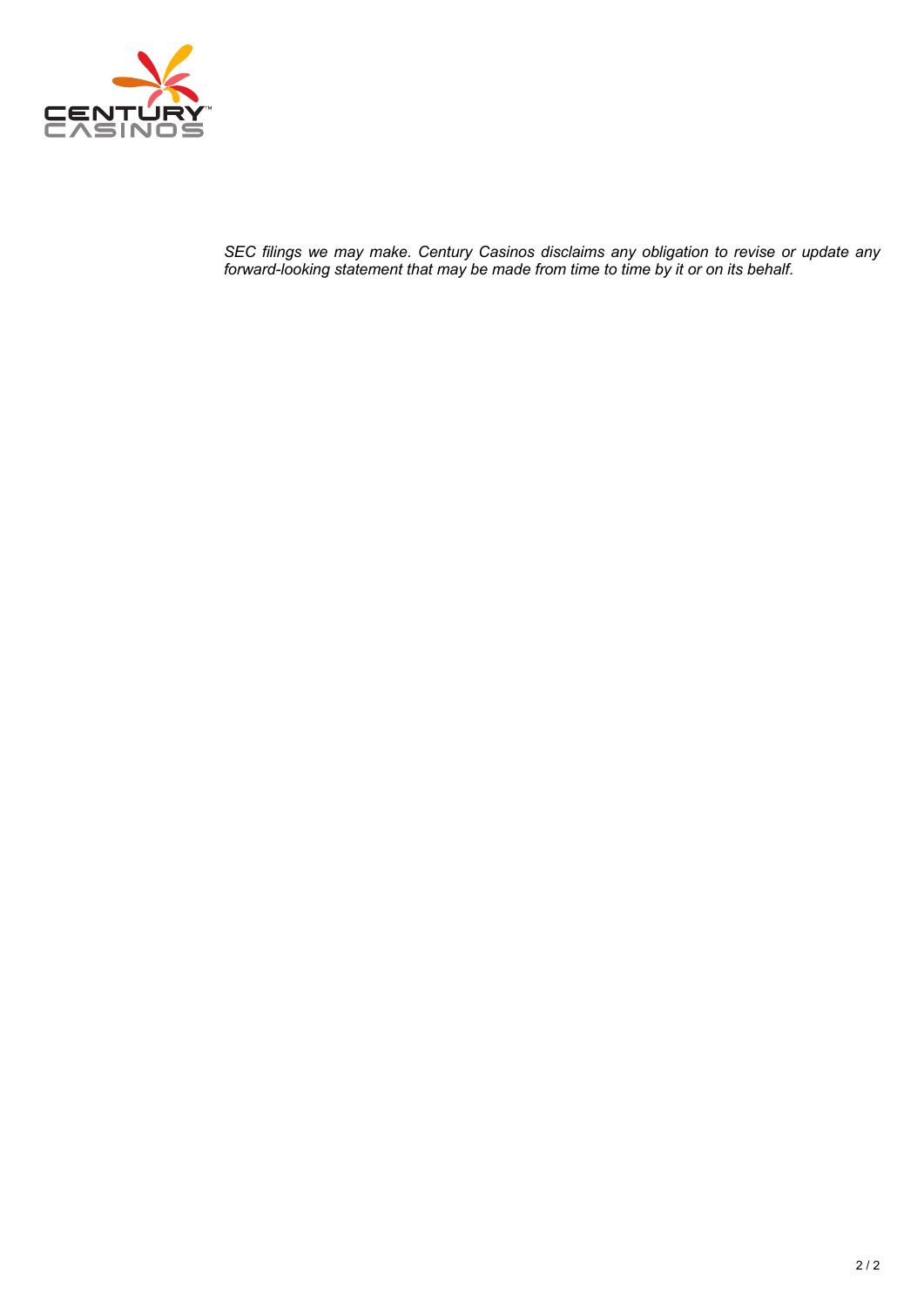*SEC filings we may make. Century Casinos disclaims any obligation to revise or update any forward-looking statement that may be made from time to time by it or on its behalf.*